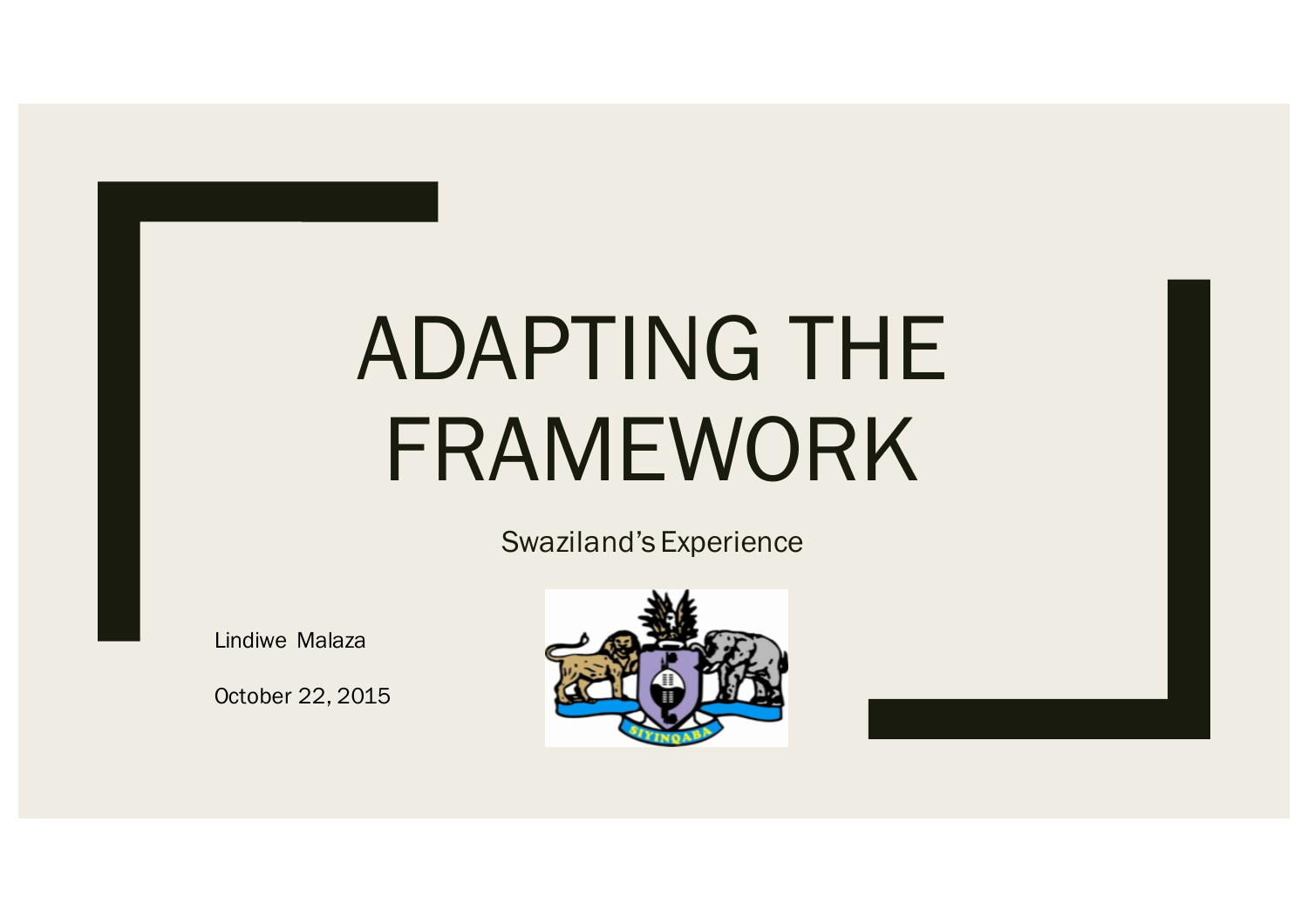# ADAPTING THE FRAMEWORK

Swaziland's Experience

Lindiwe Malaza

October 22, 2015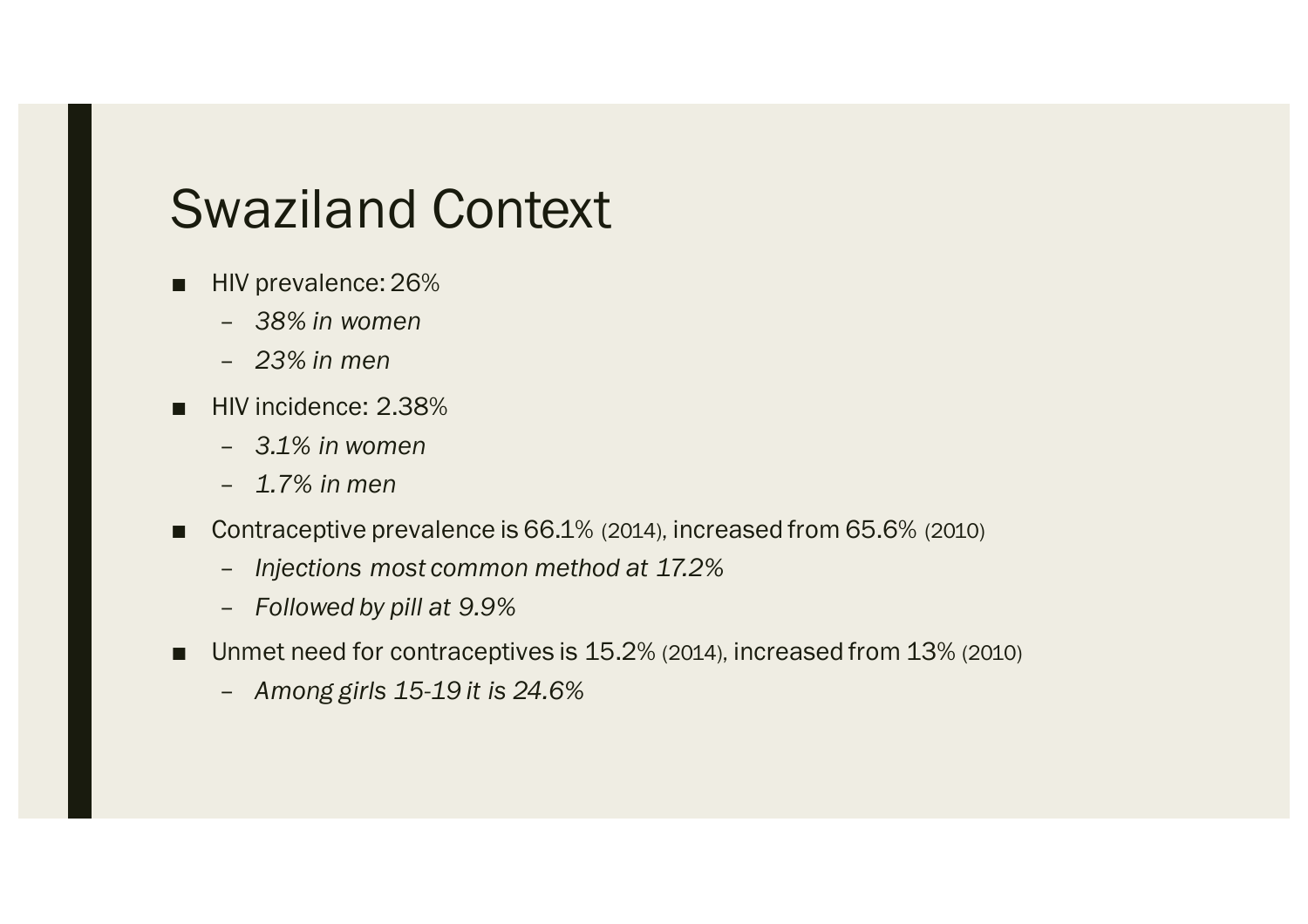# Swaziland Context

- HIV prevalence: 26%
  - *38% in women*
  - *23% in men*
- HIV incidence: 2.38%
  - *3.1% in women*
  - *1.7% in men*
- Contraceptive prevalence is 66.1% (2014), increased from 65.6% (2010)
  - *Injections most common method at 17.2%*
  - *Followed by pill at 9.9%*
- Unmet need for contraceptives is 15.2% (2014), increased from 13% (2010)
  - *Among girls 15-19 it is 24.6%*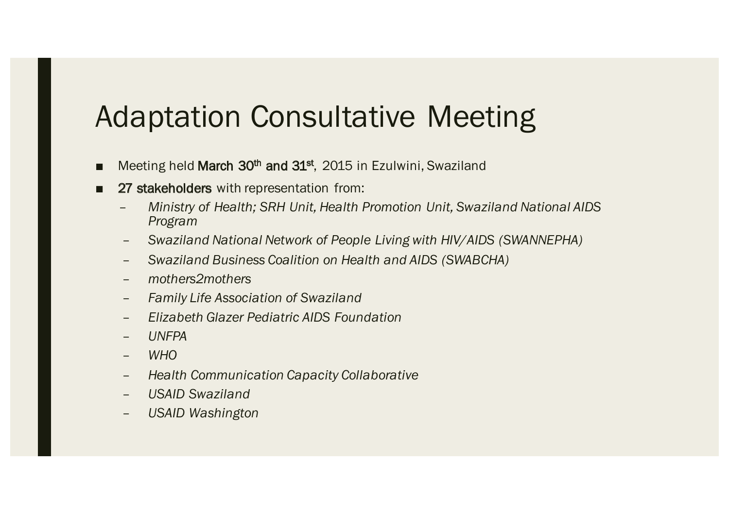# Adaptation Consultative Meeting

- Meeting held March 30th and 31st, 2015 in Ezulwini, Swaziland
- 27 stakeholders with representation from:
  - *Ministry of Health; SRH Unit, Health Promotion Unit, Swaziland National AIDS Program*
  - *Swaziland National Network of People Living with HIV/AIDS (SWANNEPHA)*
  - *Swaziland Business Coalition on Health and AIDS (SWABCHA)*
  - *mothers2mothers*
  - *Family Life Association of Swaziland*
  - *Elizabeth Glazer Pediatric AIDS Foundation*
  - *UNFPA*
  - *WHO*
  - *Health Communication Capacity Collaborative*
  - *USAID Swaziland*
  - *USAID Washington*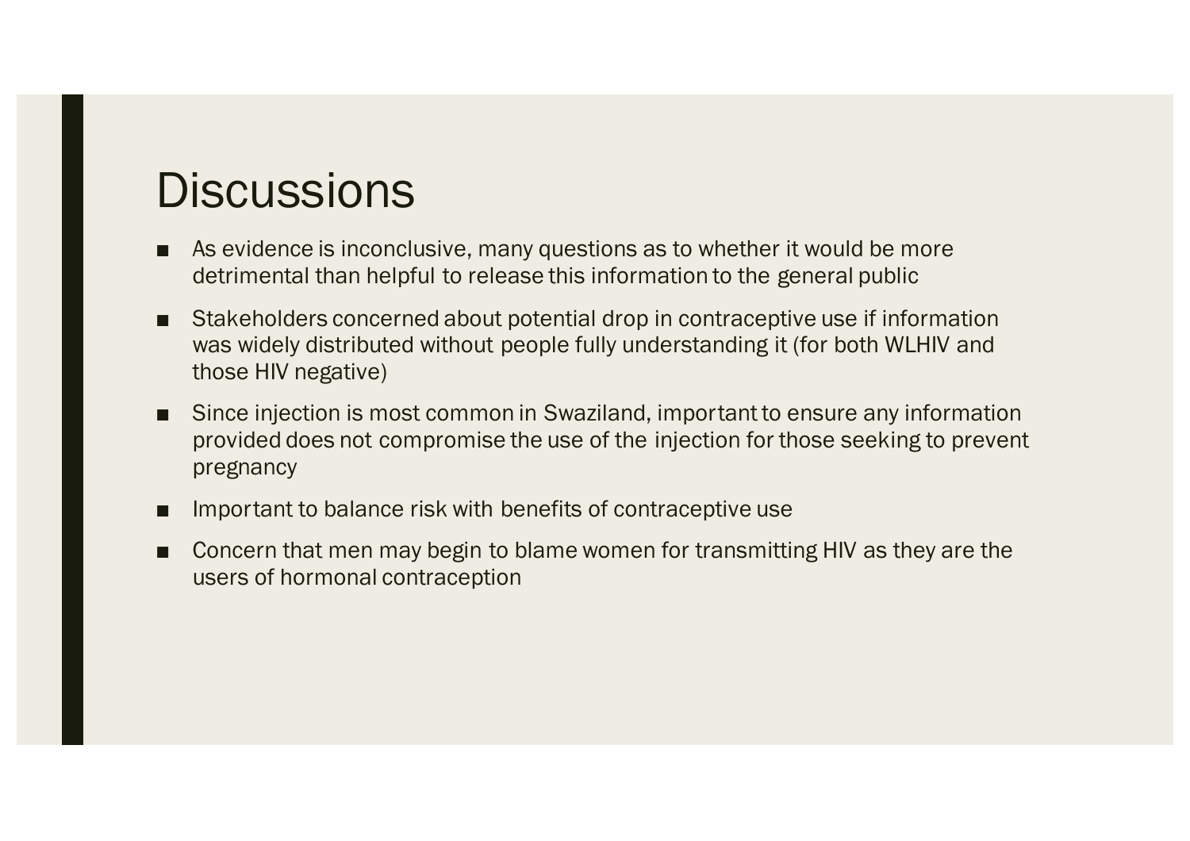# Discussions

- As evidence is inconclusive, many questions as to whether it would be more detrimental than helpful to release this information to the general public
- Stakeholders concerned about potential drop in contraceptive use if information was widely distributed without people fully understanding it (for both WLHIV and those HIV negative)
- Since injection is most common in Swaziland, important to ensure any information provided does not compromise the use of the injection for those seeking to prevent pregnancy
- Important to balance risk with benefits of contraceptive use
- Concern that men may begin to blame women for transmitting HIV as they are the users of hormonal contraception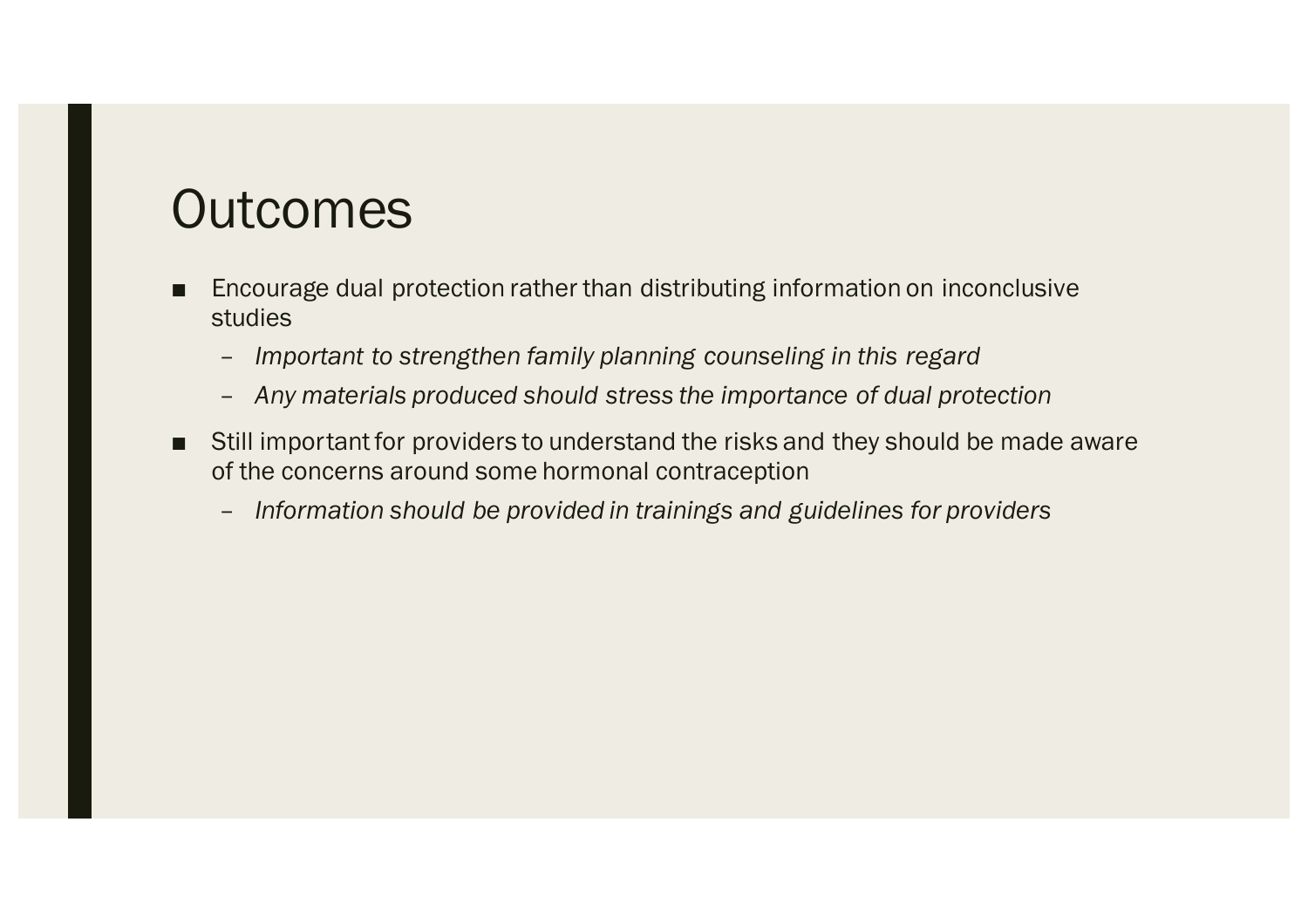# Outcomes

- Encourage dual protection rather than distributing information on inconclusive studies
  - *Important to strengthen family planning counseling in this regard*
  - *Any materials produced should stress the importance of dual protection*
- Still important for providers to understand the risks and they should be made aware of the concerns around some hormonal contraception
  - *Information should be provided in trainings and guidelines for providers*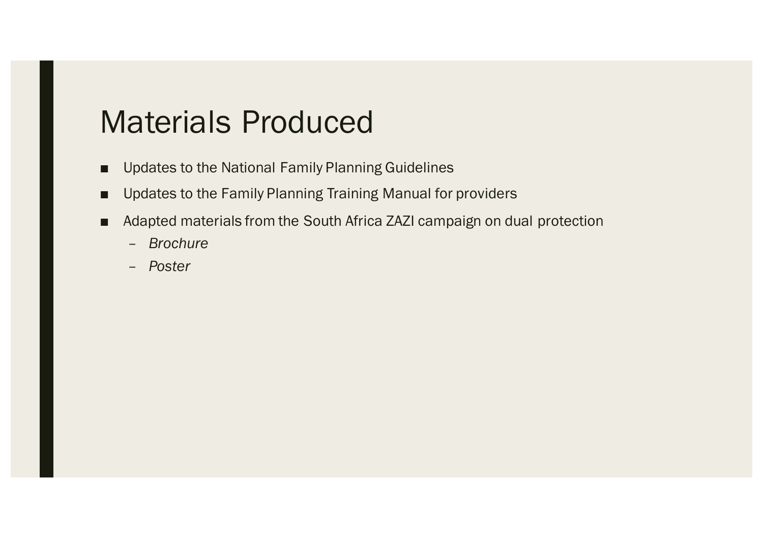# Materials Produced

- Updates to the National Family Planning Guidelines
- Updates to the Family Planning Training Manual for providers
- Adapted materials from the South Africa ZAZI campaign on dual protection
  - *Brochure*
  - *Poster*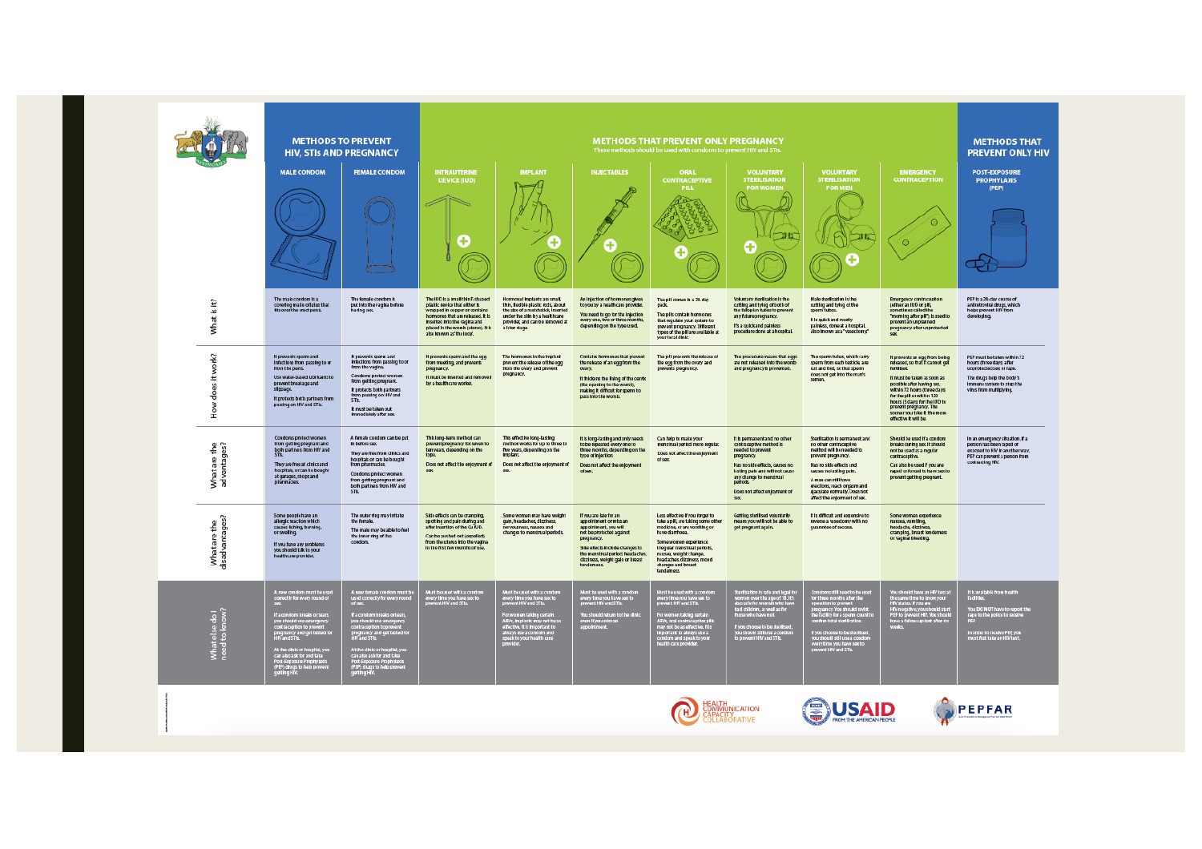| | METHODS TO PREVENT HIV, STIs AND PREGNANCY | | METHODS THAT PREVENT ONLY PREGNANCY These methods should be used with condoms to prevent HIV and STIs. | | | | | | | METHODS THAT PREVENT ONLY HIV |
|---|---|---|---|---|---|---|---|---|---|---|
| | MALE CONDOM | FEMALE CONDOM | INTRAUTERINE DEVICE (IUD) | IMPLANT | INJECTABLES | ORAL CONTRACEPTIVE PILL | VOLUNTARY STERILISATION FOR WOMEN | VOLUNTARY STERILISATION FOR MEN | EMERGENCY CONTRACEPTION | POST-EXPOSURE PROPHYLAXIS (PEP) |
| What is it? | The male condom is a covering made of latex that fits over the erect penis. | The female condom is put into the vagina before having sex. | The IUD is a small thin T-shaped plastic device that either is wrapped in copper or contains hormones that are released. It is inserted into the vagina and placed in the womb (uterus). It is also known as "the loop". | Hormonal implants are small, thin, flexible plastic rods, about the size of a matchstick, inserted under the skin by a healthcare provider, and can be removed at a later stage. | An injection of hormones given to you by a healthcare provider. You need to go for the injection every one, two or three months, depending on the type used. | The pill comes in a 28-day pack. The pills contain hormones that regulate your system to prevent pregnancy. Different types of the pill are available at your local clinic. | Voluntary sterilisation is the cutting and tying of both of the fallopian tubes to prevent any future pregnancy. It's a quick and painless procedure done at a hospital. | Male sterilisation is the cutting and tying of the sperm tubes. It is quick and mostly painless, done at a hospital. Also known as a "vasectomy". | Emergency contraception (either an IUD or pill, sometimes called the "morning after pill") is used to prevent an unplanned pregnancy after unprotected sex. | PEP is a 28-day course of antiretroviral drugs, which helps prevent HIV from developing. |
| How does it work? | It prevents sperm and infections from passing to or from the penis. Use water-based lubricants to prevent breakage and slippage. It protects both partners from passing on HIV and STIs. | It prevents sperm and infections from passing to or from the vagina. Condoms protect women from getting pregnant. It protects both partners from passing on HIV and STIs. It must be taken out immediately after sex. | It prevents sperm and the egg from meeting, and prevents pregnancy. It must be inserted and removed by a health care worker. | The hormones in the implant prevent the release of the egg from the ovary and prevent pregnancy. | Contains hormones that prevent the release of an egg from the ovary. It thickens the lining of the cervix (the opening to the womb), making it difficult for sperm to pass into the womb. | The pill prevents the release of the egg from the ovary and prevents pregnancy. | The procedure means that eggs are not released into the womb and pregnancy is prevented. | The sperm tubes, which carry sperm from each testicle, are cut and tied, so that sperm does not get into the man's semen. | It prevents an egg from being released, so that it cannot get fertilised. It must be taken as soon as possible after having sex, within 72 hours (three days) for the pill or within 120 hours (5 days) for the IUD to prevent pregnancy. The sooner you take it, the more effective it will be. | PEP must be taken within 72 hours (three days) after unprotected sex or rape. The drugs help the body's immune system to stop the virus from multiplying. |
| What are the advantages? | Condoms protect women from getting pregnant and both partners from HIV and STIs. They are free at clinics and hospitals, or can be bought at garages, shops and pharmacies. | A female condom can be put in before sex. They are free from clinics and hospitals or can be bought from pharmacies. Condoms protect women from getting pregnant and both partners from HIV and STIs. | This long-term method can prevent pregnancy for seven to ten years, depending on the type. Does not affect the enjoyment of sex. | This effective long-lasting method works for up to three to five years, depending on the implant. Does not affect the enjoyment of sex. | It is long-lasting and only needs to be repeated every one to three months, depending on the type of injection. Does not affect the enjoyment of sex. | Can help to make your menstrual period more regular. Does not affect the enjoyment of sex. | It is permanent and no other contraceptive method is needed to prevent pregnancy. Has no side effects, causes no lasting pain and will not cause any change to menstrual periods. Does not affect enjoyment of sex. | Sterilisation is permanent and no other contraceptive method will be needed to prevent pregnancy. Has no side effects and causes no lasting pain. A man can still have erections, reach orgasm and ejaculate normally. Does not affect the enjoyment of sex. | Should be used if a condom breaks during sex. It should not be used as a regular contraceptive. Can also be used if you are raped or forced to have sex to prevent getting pregnant. | In an emergency situation, if a person has been raped or exposed to HIV in another way, PEP can prevent a person from contracting HIV. |
| What are the disadvantages? | Some people have an allergic reaction which causes itching, burning, or swelling. If you have any problems you should talk to your healthcare provider. | The outer ring may irritate the female. The male may be able to feel the inner ring of the condom. | Side effects can be cramping, spotting and pain during and after insertion of the Cu IUD. Can be pushed out (expelled) from the uterus into the vagina in the first few months of use. | Some women may have weight gain, headaches, dizziness, nervousness, nausea and changes to menstrual periods. | If you are late for an appointment or miss an appointment, you will not be protected against pregnancy. Side effects include changes to the menstrual period, headaches, dizziness, weight gain or breast tenderness. | Less effective if you forget to take a pill, are taking some other medicine, or are vomiting or have diarrhoea. Some women experience irregular menstrual periods, nausea, weight change, headaches, dizziness, mood changes and breast tenderness. | Getting sterilised voluntarily means you will not be able to get pregnant again. | It is difficult and expensive to reverse a vasectomy with no guarantee of success. | Some women experience nausea, vomiting, headaches, dizziness, cramping, breast tenderness or vaginal bleeding. | |
| What else do I need to know? | A new condom must be used correctly for every round of sex. If a condom breaks or tears, you should use emergency contraception to prevent pregnancy and get tested for HIV and STIs. At the clinic or hospital, you can also ask for and take Post-Exposure Prophylaxis (PEP) drugs to help prevent getting HIV. | A new female condom must be used correctly for every round of sex. If a condom breaks or tears, you should use emergency contraception to prevent pregnancy and get tested for HIV and STIs. At the clinic or hospital, you can also ask for and take Post-Exposure Prophylaxis (PEP) drugs to help prevent getting HIV. | Must be used with a condom every time you have sex to prevent HIV and STIs. | Must be used with a condom every time you have sex to prevent HIV and STIs. For women taking certain ARVs, implants may not be as effective. It is important to always use a condom and speak to your health care provider. | Must be used with a condom every time you have sex to prevent HIV and STIs. You should return to the clinic even if you miss an appointment. | Must be used with a condom every time you have sex to prevent HIV and STIs. For women taking certain ARVs, oral contraceptive pills may not be as effective. It is important to always use a condom and speak to your health care provider. | Sterilisation is safe and legal for women over the age of 18. It's also safe for women who have had children, as well as for those who have not. If you choose to be sterilised, you should still use a condom to prevent HIV and STIs. | Condoms still need to be used for three months after the operation to prevent pregnancy. You should revisit the facility for a sperm count to confirm total sterilisation. If you choose to be sterilised, you should still use a condom every time you have sex to prevent HIV and STIs. | You should have an HIV test at the same time to know your HIV status. If you are HIV-negative, you should start PEP to prevent HIV. You should have a follow-up test after six weeks. | It is available from health facilities. You DO NOT have to report the rape to the police to receive PEP. In order to receive PEP, you must first take an HIV test. |

HEALTH COMMUNICATION CAPACITY COLLABORATIVE

USAID FROM THE AMERICAN PEOPLE

PEPFAR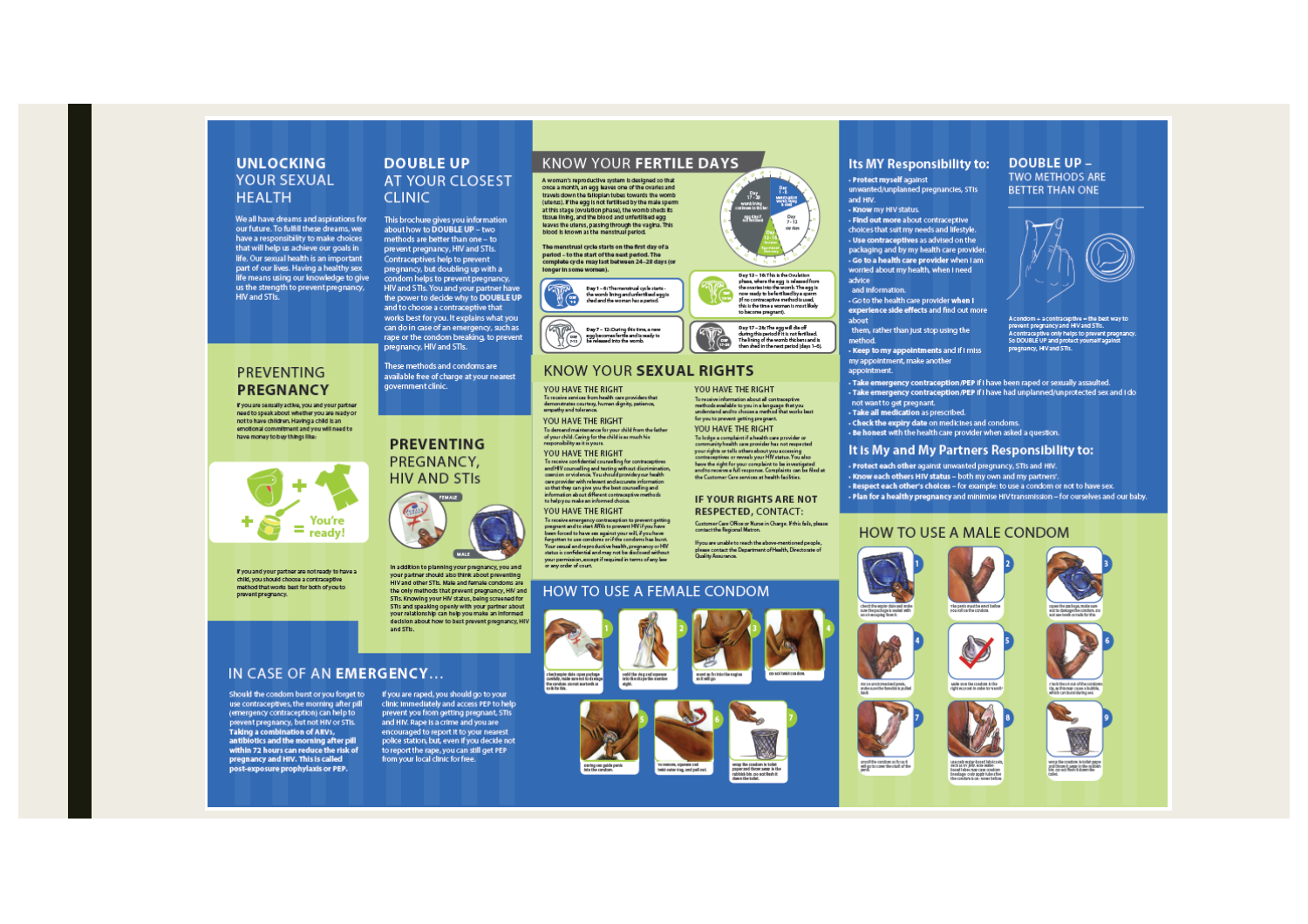# UNLOCKING YOUR SEXUAL HEALTH

We all have dreams and aspirations for our future. To fulfill these dreams, we have a responsibility to make choices that will help us achieve our goals in life. Our sexual health is an important part of our lives. Having a healthy sex life means using our knowledge to give us the strength to prevent pregnancy, HIV and STIs.

# DOUBLE UP AT YOUR CLOSEST CLINIC

This brochure gives you information about how to **DOUBLE UP** – two methods are better than one – to prevent pregnancy, HIV and STIs. Contraceptives help to prevent pregnancy, but doubling up with a condom helps to prevent pregnancy, HIV and STIs. You and your partner have the power to decide why to **DOUBLE UP** and to choose a contraceptive that works best for you. It explains what you can do in case of an emergency, such as rape or the condom breaking, to prevent pregnancy, HIV and STIs.

These methods and condoms are available free of charge at your nearest government clinic.

# PREVENTING PREGNANCY

If you are sexually active, you and your partner need to speak about whether you are ready or not to have children. Having a child is an emotional commitment and you will need to have money to buy things like:

You're ready!

If you and your partner are not ready to have a child, you should choose a contraceptive method that works best for both of you to prevent pregnancy.

# PREVENTING PREGNANCY, HIV AND STIs

FEMALE

MALE

In addition to planning your pregnancy, you and your partner should also think about preventing HIV and other STIs. Male and female condoms are the only methods that prevent pregnancy, HIV and STIs. Knowing your HIV status, being screened for STIs and speaking openly with your partner about your relationship can help you make an informed decision about how to best prevent pregnancy, HIV and STIs.

# IN CASE OF AN EMERGENCY...

Should the condom burst or you forget to use contraceptives, the morning after pill (emergency contraception) can help to prevent pregnancy, but not HIV or STIs. **Taking a combination of ARVs, antibiotics and the morning after pill within 72 hours can reduce the risk of pregnancy and HIV. This is called post-exposure prophylaxis or PEP.**

If you are raped, you should go to your clinic immediately and access PEP to help prevent you from getting pregnant, STIs and HIV. Rape is a crime and you are encouraged to report it to your nearest police station, but, even if you decide not to report the rape, you can still get PEP from your local clinic for free.

# KNOW YOUR FERTILE DAYS

A woman's reproductive system is designed so that once a month, an egg leaves one of the ovaries and travels down the fallopian tubes towards the womb (uterus). If the egg is not fertilised by the male sperm at this stage (ovulation phase), the womb sheds its tissue lining, and the blood and unfertilised egg leaves the uterus, passing through the vagina. This blood is known as the menstrual period.

**The menstrual cycle starts on the first day of a period – to the start of the next period. The complete cycle may last between 24–28 days (or longer in some women).**

Day 1 – 6: The menstrual cycle starts – the womb lining and unfertilised egg is shed and the woman has a period.

Day 7 – 12: During this time, a new egg becomes fertile and is ready to be released into the womb.

Day 12 – 16: This is the Ovulation phase, where the egg is released from the ovaries into the womb. The egg is now ready to be fertilised by a sperm (if no contraceptive method is used, this is the time a woman is most likely to become pregnant).

Day 17 – 28: The egg will die off during this period if it is not fertilised. The lining of the womb thickens and is then shed in the next period (days 1–6).

# KNOW YOUR SEXUAL RIGHTS

**YOU HAVE THE RIGHT**
To receive services from health care providers that demonstrates courtesy, human dignity, patience, empathy and tolerance.

**YOU HAVE THE RIGHT**
To demand maintenance for your child from the father of your child. Caring for the child is as much his responsibility as it is yours.

**YOU HAVE THE RIGHT**
To receive confidential counselling for contraceptives and HIV counselling and testing without discrimination, coercion or violence. You should provide your health care provider with relevant and accurate information so that they can give you the best counselling and information about different contraceptive methods to help you make an informed choice.

**YOU HAVE THE RIGHT**
To receive emergency contraception to prevent getting pregnant and to start ARVs to prevent HIV if you have been forced to have sex against your will, if you have forgotten to use condoms or if the condoms has burst. Your sexual and reproductive health, pregnancy or HIV status is confidential and may not be disclosed without your permission, except if required in terms of any law or any order of court.

**YOU HAVE THE RIGHT**
To receive information about all contraceptive methods available to you in a language that you understand and to choose a method that works best for you to prevent getting pregnant.

**YOU HAVE THE RIGHT**
To lodge a complaint if a health care provider or community health care provider has not respected your rights or tells others about you accessing contraceptives or reveals your HIV status. You also have the right for your complaint to be investigated and to receive a full response. Complaints can be filed at the Customer Care services at health facilities.

## IF YOUR RIGHTS ARE NOT RESPECTED, CONTACT:

Customer Care Office or Nurse in Charge. If this fails, please contact the Regional Matron.

If you are unable to reach the above-mentioned people, please contact the Department of Health, Directorate of Quality Assurance.

# HOW TO USE A FEMALE CONDOM

1. Check expiry date, open package carefully, make sure not to damage the condom, do not use teeth or knife for this.
2. Hold the ring and squeeze into the shape the number eight.
3. Insert as far into the vagina as it will go.
4. Do not twist condom.
5. During sex guide penis into the condom.
6. To remove, squeeze and twist outer ring, and pull out.
7. Wrap the condom in toilet paper and throw away in the rubbish bin, do not flush it down the toilet.

# Its MY Responsibility to:

- **Protect myself** against unwanted/unplanned pregnancies, STIs and HIV.
- **Know** my HIV status.
- **Find out more** about contraceptive choices that suit my needs and lifestyle.
- **Use contraceptives** as advised on the packaging and by my health care provider.
- **Go to a health care provider** when I am worried about my health, when I need advice and information.
- Go to the health care provider **when I experience side effects** and find out more about them, rather than just stop using the method.
- **Keep to my appointments** and if I miss my appointment, make another appointment.
- **Take emergency contraception/PEP** if I have been raped or sexually assaulted.
- **Take emergency contraception/PEP** if I have had unplanned/unprotected sex and I do not want to get pregnant.
- **Take all medication** as prescribed.
- **Check the expiry date** on medicines and condoms.
- **Be honest** with the health care provider when asked a question.

# DOUBLE UP – TWO METHODS ARE BETTER THAN ONE

A condom + a contraceptive = the best way to prevent pregnancy and HIV and STIs.
A contraceptive only helps to prevent pregnancy.
So DOUBLE UP and protect yourself against pregnancy, HIV and STIs.

# It Is My and My Partners Responsibility to:

- **Protect each other** against unwanted pregnancy, STIs and HIV.
- **Know each others HIV status** – both my own and my partners'.
- **Respect each other's choices** – for example: to use a condom or not to have sex.
- **Plan for a healthy pregnancy** and minimise HIV transmission – for ourselves and our baby.

# HOW TO USE A MALE CONDOM

1. Check the expiry date and make sure the package is sealed with air escaping from it.
2. The penis must be erect before you roll on the condom.
3. Open the package, make sure not to damage the condom, do not use teeth or nails for this.
4. For uncircumcised penis, make sure the foreskin is pulled back.
5. Make sure the condom is the right way round in order to unroll.
6. Pinch the air out of the condom tip, as this can cause a bubble, which can burst during sex.
7. Unroll the condom as far as it will go to cover the shaft of the penis.
8. Use only water-based lubricants, such as KY jelly. Use water-based lubes near over condom breakage. Only apply lube after the condom is on.
9. Wrap the condom in toilet paper and throw it away in the rubbish bin. Do not flush it down the toilet.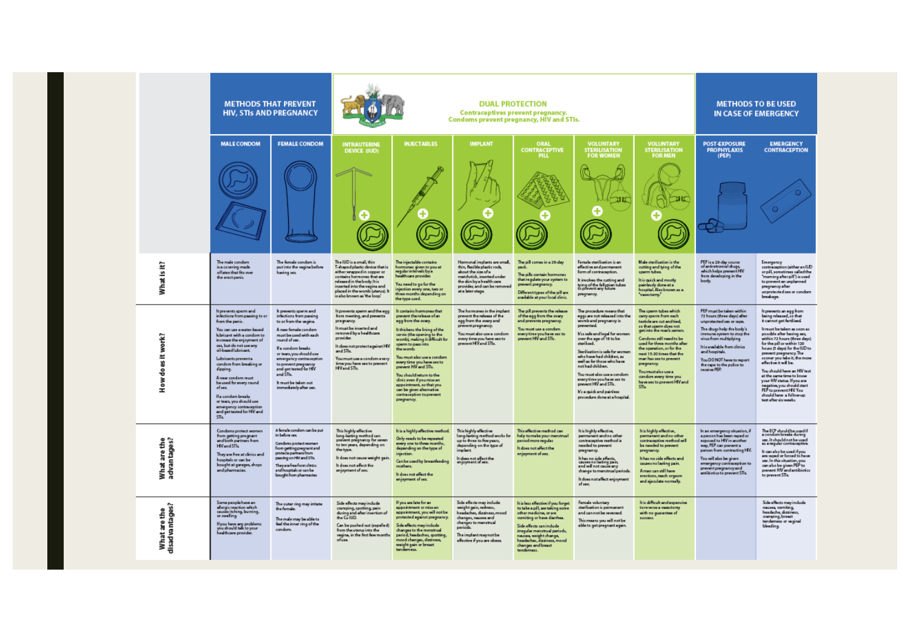| | METHODS THAT PREVENT HIV, STIs AND PREGNANCY | | DUAL PROTECTION Contraceptives prevent pregnancy. Condoms prevent pregnancy, HIV and STIs. | | | | | | METHODS TO BE USED IN CASE OF EMERGENCY | |
|---|---|---|---|---|---|---|---|---|---|---|
| | MALE CONDOM | FEMALE CONDOM | INTRAUTERINE DEVICE (IUD) | INJECTABLES | IMPLANT | ORAL CONTRACEPTIVE PILL | VOLUNTARY STERILISATION FOR WOMEN | VOLUNTARY STERILISATION FOR MEN | POST-EXPOSURE PROPHYLAXIS (PEP) | EMERGENCY CONTRACEPTION |
| **What is it?** | The male condom is a covering made of latex that fits over the erect penis. | The female condom is put into the vagina before having sex. | The IUD is a small, thin T-shaped plastic device that is either wrapped in copper or contains hormones that are released in the body. It is inserted into the vagina and placed in the womb (uterus). It is also known as 'the loop'. | The injectable contains hormones given to you at regular intervals by a healthcare provider. You need to go for the injection every one, two or three months depending on the type used. | Hormonal implants are small, thin, flexible plastic rods, about the size of a matchstick, inserted under the skin by a health care provider, and can be removed at a later stage. | The pill comes in a 28-day pack. The pills contain hormones that regulate your system to prevent pregnancy. Different types of the pill are available at your local clinic. | Female sterilisation is an effective and permanent form of contraception. It involves the cutting and tying of the fallopian tubes to prevent any future pregnancy. | Male sterilisation is the cutting and tying of the sperm tubes. It is quick and mostly painlessly done at a hospital. Also known as a "vasectomy". | PEP is a 28-day course of antiretroviral drugs, which helps prevent HIV from developing in the body. | Emergency contraception (either an IUD or pill, sometimes called the "morning after pill") is used to prevent an unplanned pregnancy after unprotected sex or condom breakage. |
| **How does it work?** | It prevents sperm and infections from passing to or from the penis. You can use a water-based lubricant with a condom to increase the enjoyment of sex, but do not use any oil-based lubricant. Lubricants prevent a condom from breaking or slipping. A new condom must be used for every round of sex. If a condom breaks or tears, you should use emergency contraception and get tested for HIV and STIs. | It prevents sperm and infections from passing to or from the vagina. A new female condom must be used with each round of sex. If a condom breaks or tears, you should use emergency contraception to prevent pregnancy and get tested for HIV and STIs. It must be taken out immediately after sex. | It prevents sperm and the egg from meeting, and prevents pregnancy. It must be inserted and removed by a healthcare provider. It does not protect against HIV and STIs. You must use a condom every time you have sex to prevent HIV and STIs. | It contains hormones that prevent the release of an egg from the ovary. It thickens the lining of the cervix (the opening to the womb), making it difficult for sperm to pass into the womb. You must also use a condom every time you have sex to prevent HIV and STIs. You should return to the clinic even if you miss an appointment, so that you can be given alternative contraception to prevent pregnancy. | The hormones in the implant prevent the release of the egg from the ovary and prevent pregnancy. You must also use a condom every time you have sex to prevent HIV and STIs. | The pill prevents the release of the egg from the ovary and prevents pregnancy. You must use a condom every time you have sex to prevent HIV and STIs. | The procedure means that eggs are not released into the womb and pregnancy is prevented. It's safe and legal for women over the age of 18 to be sterilised. Sterilisation is safe for women who have had children, as well as for those who have not had children. You must also use a condom every time you have sex to prevent HIV and STIs. It's a quick and painless procedure done at a hospital. | The sperm tubes which carry sperm from each testicle are cut and tied, so that sperm does not get into the man's semen. Condoms still need to be used for three months after the operation, or for the next 15-20 times that the man has sex to prevent pregnancy. You must also use a condom every time you have sex to prevent HIV and STIs. | PEP must be taken within 72 hours (three days) after unprotected sex or rape. The drugs help the body's immune system to stop the virus from multiplying. It is available from clinics and hospitals. You DO NOT have to report the rape to the police to receive PEP. | It prevents an egg from being released, so that it cannot get fertilised. It must be taken as soon as possible after having sex, within 72 hours (three days) for the pill or within 120 hours (5 days) for the IUD to prevent pregnancy. The sooner you take it, the more effective it will be. You should have an HIV test at the same time to know your HIV status. If you are negative, you should start PEP to prevent HIV. You should have a follow-up test after six weeks. |
| **What are the advantages?** | Condoms protect women from getting pregnant and both partners from HIV and STIs. They are free at clinics and hospitals or can be bought at garages, shops and pharmacies. | A female condom can be put in before sex. Condoms protect women from getting pregnant and protects partners from passing on HIV and STIs. They are free from clinics and hospitals or can be bought from pharmacies. | This highly effective long-lasting method can prevent pregnancy for seven to ten years, depending on the type. It does not cause weight gain. It does not affect the enjoyment of sex. | It is a highly effective method. Only needs to be repeated every one to three months, depending on the type of injection. Can be used by breastfeeding mothers. It does not affect the enjoyment of sex. | This highly effective long-lasting method works for up to three to five years, depending on the type of implant. It does not affect the enjoyment of sex. | This effective method can help to make your menstrual period more regular. It does not affect the enjoyment of sex. | It is highly effective, permanent and no other contraceptive method is needed to prevent pregnancy. It has no side effects, causes no lasting pain, and will not cause any change to menstrual periods. It does not affect enjoyment of sex. | It is highly effective, permanent and no other contraceptive method will be needed to prevent pregnancy. It has no side effects and causes no lasting pain. A man can still have erections, reach orgasm and ejaculate normally. | In an emergency situation, if a person has been raped or exposed to HIV in another way, PEP can prevent a person from contracting HIV. You will also be given emergency contraception to prevent pregnancy and antibiotics to prevent STIs. | The ECP should be used if a condom breaks during sex. It should not be used as a regular contraceptive. It can also be used if you are raped or forced to have sex. In this situation, you can also be given PEP to prevent HIV and antibiotics to prevent STIs. |
| **What are the disadvantages?** | Some people have an allergic reaction which causes itching, burning, or swelling. If you have any problems you should talk to your healthcare provider. | The outer ring may irritate the female. The male may be able to feel the inner ring of the condom. | Side effects may include cramping, spotting, pain during and after insertion of the Cu IUD. Can be pushed out (expelled) from the uterus into the vagina, in the first few months of use. | If you are late for an appointment or miss an appointment, you will not be protected against pregnancy. Side effects may include changes to the menstrual period, headaches, spotting, mood changes, dizziness, weight gain or breast tenderness. | Side effects may include weight gain, redness, headaches, dizziness, mood changes, nausea and changes to menstrual periods. The implant may not be effective if you are obese. | It is less effective if you forget to take a pill, are taking some other medicine, or are vomiting or have diarrhea. Side effects can include irregular menstrual periods, nausea, weight change, headaches, dizziness, mood changes and breast tenderness. | Female voluntary sterilisation is permanent and cannot be reversed. This means you will not be able to get pregnant again. | It is difficult and expensive to reverse a vasectomy with no guarantee of success. | | Side effects may include nausea, vomiting, headache, dizziness, cramping, breast tenderness or vaginal bleeding. |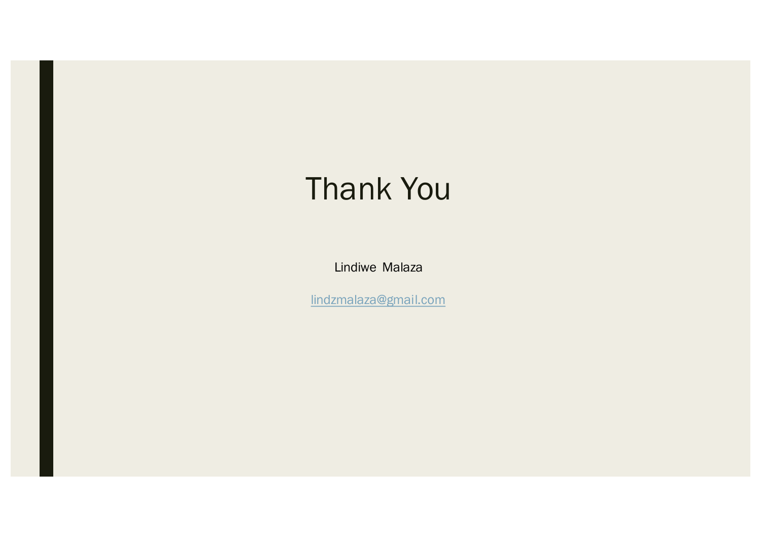# Thank You

Lindiwe Malaza

lindzmalaza@gmail.com